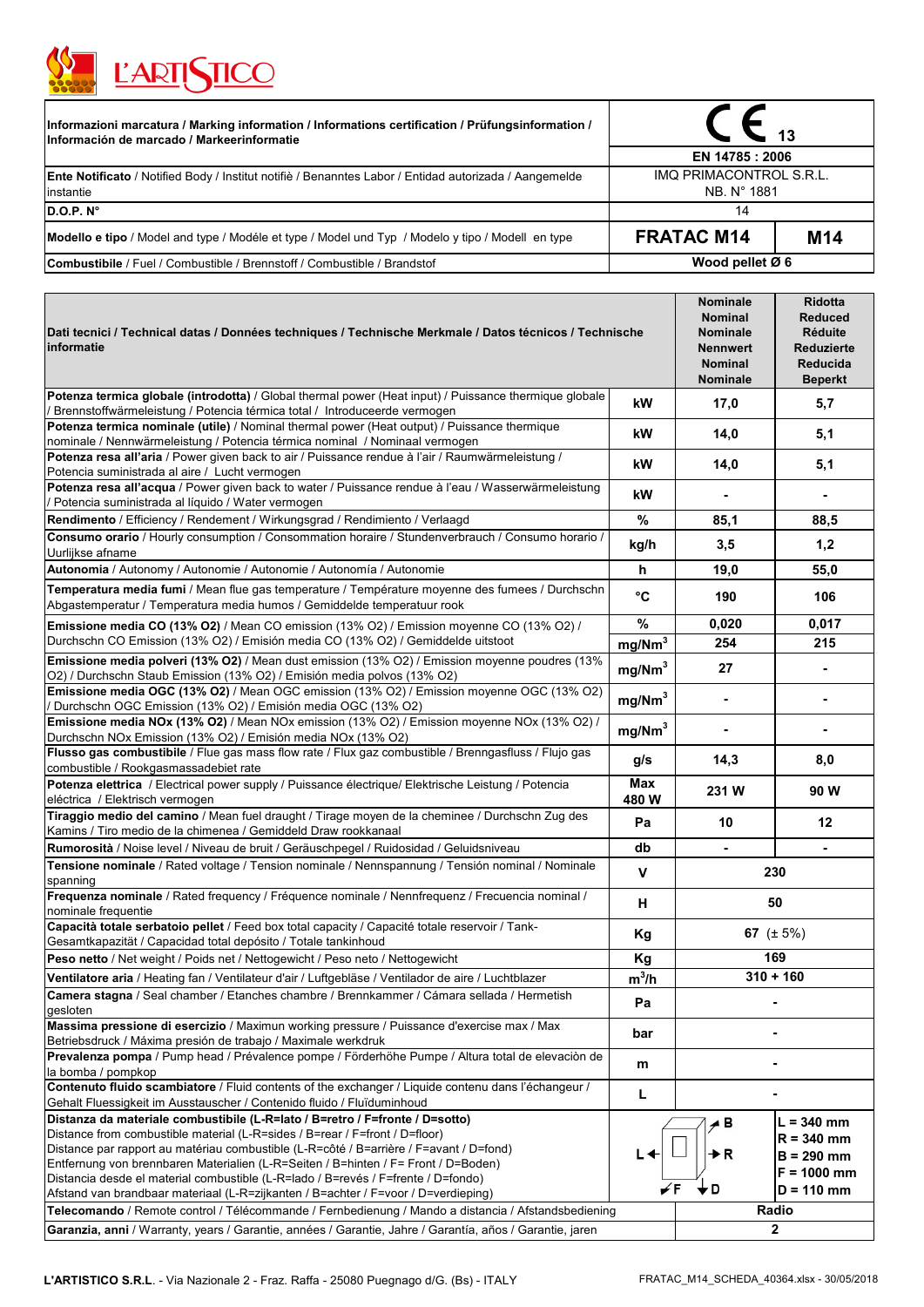L'ARTISTICO

| Informazioni marcatura / Marking information / Informations certification / Prüfungsinformation / Información de marcado / Markeerinformatie | CE 13 | |
|---|---|---|
| | EN 14785 : 2006 | |
| **Ente Notificato** / Notified Body / Institut notifiè / Benanntes Labor / Entidad autorizada / Aangemelde instantie | IMQ PRIMACONTROL S.R.L. NB. N° 1881 | |
| **D.O.P. N°** | 14 | |
| **Modello e tipo** / Model and type / Modéle et type / Model und Typ / Modelo y tipo / Modell en type | **FRATAC M14** | **M14** |
| **Combustibile** / Fuel / Combustible / Brennstoff / Combustible / Brandstof | **Wood pellet Ø 6** | |

| **Dati tecnici / Technical datas / Données techniques / Technische Merkmale / Datos técnicos / Technische informatie** | | **Nominale Nominal Nominale Nennwert Nominal Nominale** | **Ridotta Reduced Réduite Reduzierte Reducida Beperkt** |
|---|---|---|---|
| **Potenza termica globale (introdotta)** / Global thermal power (Heat input) / Puissance thermique globale / Brennstoffwärmeleistung / Potencia térmica total / Introduceerde vermogen | kW | 17,0 | 5,7 |
| **Potenza termica nominale (utile)** / Nominal thermal power (Heat output) / Puissance thermique nominale / Nennwärmeleistung / Potencia térmica nominal / Nominaal vermogen | kW | 14,0 | 5,1 |
| **Potenza resa all'aria** / Power given back to air / Puissance rendue à l'air / Raumwärmeleistung / Potencia suministrada al aire / Lucht vermogen | kW | 14,0 | 5,1 |
| **Potenza resa all'acqua** / Power given back to water / Puissance rendue à l'eau / Wasserwärmeleistung / Potencia suministrada al líquido / Water vermogen | kW | - | - |
| **Rendimento** / Efficiency / Rendement / Wirkungsgrad / Rendimiento / Verlaagd | % | 85,1 | 88,5 |
| **Consumo orario** / Hourly consumption / Consommation horaire / Stundenverbrauch / Consumo horario / Uurlijkse afname | kg/h | 3,5 | 1,2 |
| **Autonomia** / Autonomy / Autonomie / Autonomie / Autonomía / Autonomie | h | 19,0 | 55,0 |
| **Temperatura media fumi** / Mean flue gas temperature / Température moyenne des fumees / Durchschn Abgastemperatur / Temperatura media humos / Gemiddelde temperatuur rook | °C | 190 | 106 |
| **Emissione media CO (13% O2)** / Mean CO emission (13% O2) / Emission moyenne CO (13% O2) / Durchschn CO Emission (13% O2) / Emisión media CO (13% O2) / Gemiddelde uitstoot | % | 0,020 | 0,017 |
| | $mg/Nm^3$ | 254 | 215 |
| **Emissione media polveri (13% O2)** / Mean dust emission (13% O2) / Emission moyenne poudres (13% O2) / Durchschn Staub Emission (13% O2) / Emisión media polvos (13% O2) | $mg/Nm^3$ | 27 | - |
| **Emissione media OGC (13% O2)** / Mean OGC emission (13% O2) / Emission moyenne OGC (13% O2) / Durchschn OGC Emission (13% O2) / Emisión media OGC (13% O2) | $mg/Nm^3$ | - | - |
| **Emissione media NOx (13% O2)** / Mean NOx emission (13% O2) / Emission moyenne NOx (13% O2) / Durchschn NOx Emission (13% O2) / Emisión media NOx (13% O2) | $mg/Nm^3$ | - | - |
| **Flusso gas combustibile** / Flue gas mass flow rate / Flux gaz combustible / Brenngasfluss / Flujo gas combustible / Rookgasmassadebiet rate | g/s | 14,3 | 8,0 |
| **Potenza elettrica** / Electrical power supply / Puissance électrique/ Elektrische Leistung / Potencia eléctrica / Elektrisch vermogen | Max 480 W | 231 W | 90 W |
| **Tiraggio medio del camino** / Mean fuel draught / Tirage moyen de la cheminee / Durchschn Zug des Kamins / Tiro medio de la chimenea / Gemiddeld Draw rookkanaal | Pa | 10 | 12 |
| **Rumorosità** / Noise level / Niveau de bruit / Geräuschpegel / Ruidosidad / Geluidsniveau | db | - | - |
| **Tensione nominale** / Rated voltage / Tension nominale / Nennspannung / Tensión nominal / Nominale spanning | V | 230 | |
| **Frequenza nominale** / Rated frequency / Fréquence nominale / Nennfrequenz / Frecuencia nominal / nominale frequentie | H | 50 | |
| **Capacità totale serbatoio pellet** / Feed box total capacity / Capacité totale reservoir / Tank-Gesamtkapazität / Capacidad total depósito / Totale tankinhoud | Kg | 67 (± 5%) | |
| **Peso netto** / Net weight / Poids net / Nettogewicht / Peso neto / Nettogewicht | Kg | 169 | |
| **Ventilatore aria** / Heating fan / Ventilateur d'air / Luftgebläse / Ventilador de aire / Luchtblazer | $m^3/h$ | 310 + 160 | |
| **Camera stagna** / Seal chamber / Etanches chambre / Brennkammer / Cámara sellada / Hermetish gesloten | Pa | - | |
| **Massima pressione di esercizio** / Maximun working pressure / Puissance d'exercise max / Max Betriebsdruck / Máxima presión de trabajo / Maximale werkdruk | bar | - | |
| **Prevalenza pompa** / Pump head / Prévalence pompe / Förderhöhe Pumpe / Altura total de elevaciòn de la bomba / pompkop | m | - | |
| **Contenuto fluido scambiatore** / Fluid contents of the exchanger / Liquide contenu dans l'échangeur / Gehalt Fluessigkeit im Ausstauscher / Contenido fluido / Fluïduminhoud | L | - | |
| **Distanza da materiale combustibile (L-R=lato / B=retro / F=fronte / D=sotto)** / Distance from combustible material (L-R=sides / B=rear / F=front / D=floor) / Distance par rapport au matériau combustible (L-R=côté / B=arrière / F=avant / D=fond) / Entfernung von brennbaren Materialien (L-R=Seiten / B=hinten / F= Front / D=Boden) / Distancia desde el material combustible (L-R=lado / B=revés / F=frente / D=fondo) / Afstand van brandbaar materiaal (L-R=zijkanten / B=achter / F=voor / D=verdieping) | L, R, B, F, D | | L = 340 mm R = 340 mm B = 290 mm F = 1000 mm D = 110 mm |
| **Telecomando** / Remote control / Télécommande / Fernbedienung / Mando a distancia / Afstandsbediening | | Radio | |
| **Garanzia, anni** / Warranty, years / Garantie, années / Garantie, Jahre / Garantía, años / Garantie, jaren | | 2 | |

L'ARTISTICO S.R.L. - Via Nazionale 2 - Fraz. Raffa - 25080 Puegnago d/G. (Bs) - ITALY

FRATAC_M14_SCHEDA_40364.xlsx - 30/05/2018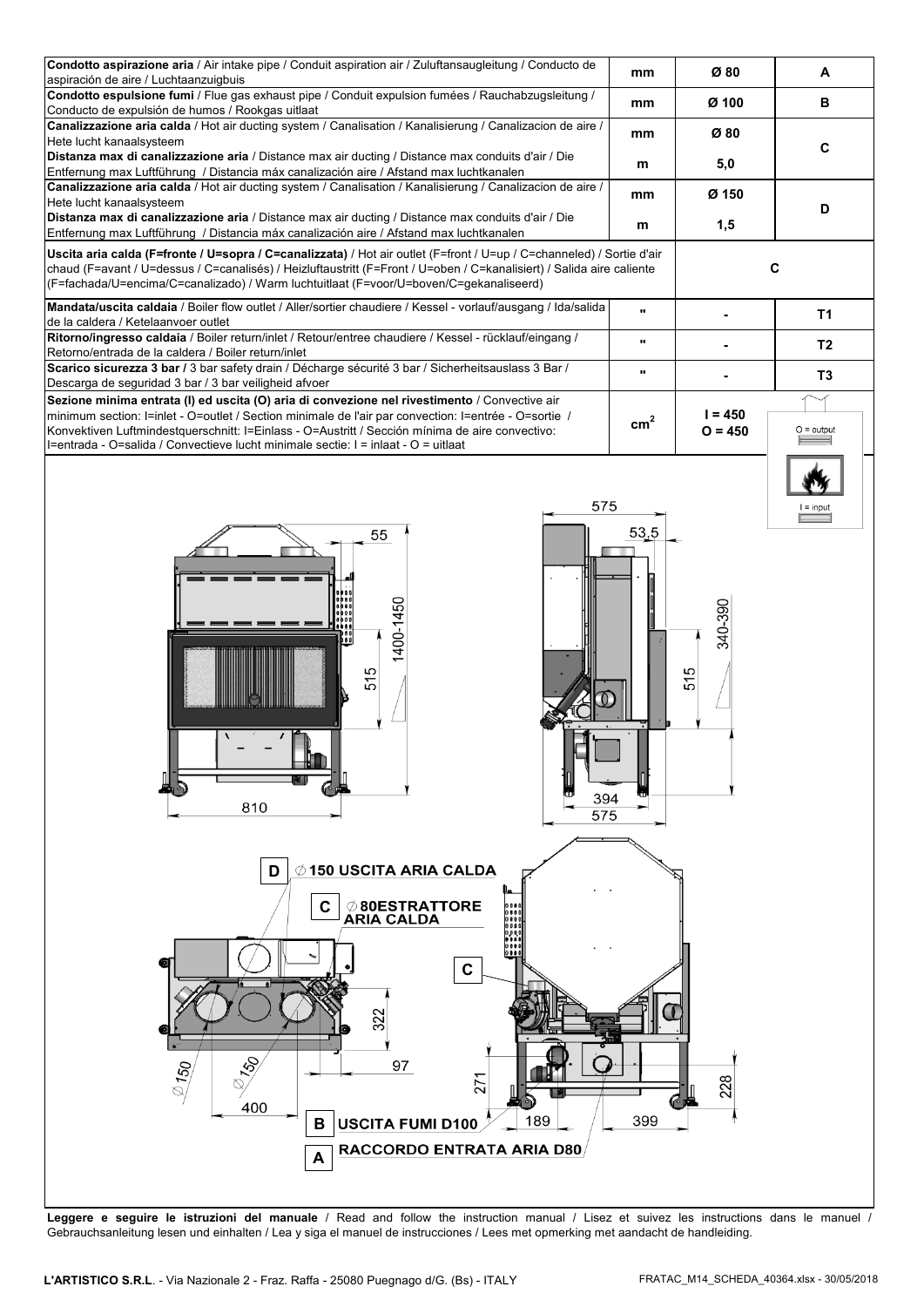| | | | |
|---|---|---|---|
| **Condotto aspirazione aria** / Air intake pipe / Conduit aspiration air / Zuluftansaugleitung / Conducto de aspiración de aire / Luchtaanzuigbuis | mm | Ø 80 | A |
| **Condotto espulsione fumi** / Flue gas exhaust pipe / Conduit expulsion fumées / Rauchabzugsleitung / Conducto de expulsión de humos / Rookgas uitlaat | mm | Ø 100 | B |
| **Canalizzazione aria calda** / Hot air ducting system / Canalisation / Kanalisierung / Canalizacion de aire / Hete lucht kanaalsysteem | mm | Ø 80 | C |
| **Distanza max di canalizzazione aria** / Distance max air ducting / Distance max conduits d'air / Die Entfernung max Luftführung / Distancia máx canalización aire / Afstand max luchtkanalen | m | 5,0 | |
| **Canalizzazione aria calda** / Hot air ducting system / Canalisation / Kanalisierung / Canalizacion de aire / Hete lucht kanaalsysteem | mm | Ø 150 | D |
| **Distanza max di canalizzazione aria** / Distance max air ducting / Distance max conduits d'air / Die Entfernung max Luftführung / Distancia máx canalización aire / Afstand max luchtkanalen | m | 1,5 | |
| **Uscita aria calda (F=fronte / U=sopra / C=canalizzata)** / Hot air outlet (F=front / U=up / C=channeled) / Sortie d'air chaud (F=avant / U=dessus / C=canalisés) / Heizluftaustritt (F=Front / U=oben / C=kanalisiert) / Salida aire caliente (F=fachada/U=encima/C=canalizado) / Warm luchtuitlaat (F=voor/U=boven/C=gekanaliseerd) | | C | |
| **Mandata/uscita caldaia** / Boiler flow outlet / Aller/sortier chaudiere / Kessel - vorlauf/ausgang / Ida/salida de la caldera / Ketelaanvoer outlet | " | - | T1 |
| **Ritorno/ingresso caldaia** / Boiler return/inlet / Retour/entree chaudiere / Kessel - rücklauf/eingang / Retorno/entrada de la caldera / Boiler return/inlet | " | - | T2 |
| **Scarico sicurezza 3 bar /** 3 bar safety drain / Décharge sécurité 3 bar / Sicherheitsauslass 3 Bar / Descarga de seguridad 3 bar / 3 bar veiligheid afvoer | " | - | T3 |
| **Sezione minima entrata (I) ed uscita (O) aria di convezione nel rivestimento** / Convective air minimum section: I=inlet - O=outlet / Section minimale de l'air par convection: I=entrée - O=sortie / Konvektiven Luftmindestquerschnitt: I=Einlass - O=Austritt / Sección mínima de aire convectivo: I=entrada - O=salida / Convectieve lucht minimale sectie: I = inlaat - O = uitlaat | $cm^2$ | I = 450<br>O = 450 | O = output<br>I = input |

575
55
53,5
1400-1450
515
340-390
515
810
394
575

D ∅150 USCITA ARIA CALDA
C ∅80ESTRATTORE ARIA CALDA
C
322
97
∅150
∅150
271
400
189
399
228
B USCITA FUMI D100
A RACCORDO ENTRATA ARIA D80

**Leggere e seguire le istruzioni del manuale** / Read and follow the instruction manual / Lisez et suivez les instructions dans le manuel / Gebrauchsanleitung lesen und einhalten / Lea y siga el manuel de instrucciones / Lees met opmerking met aandacht de handleiding.

**L'ARTISTICO S.R.L.** - Via Nazionale 2 - Fraz. Raffa - 25080 Puegnago d/G. (Bs) - ITALY FRATAC_M14_SCHEDA_40364.xlsx - 30/05/2018